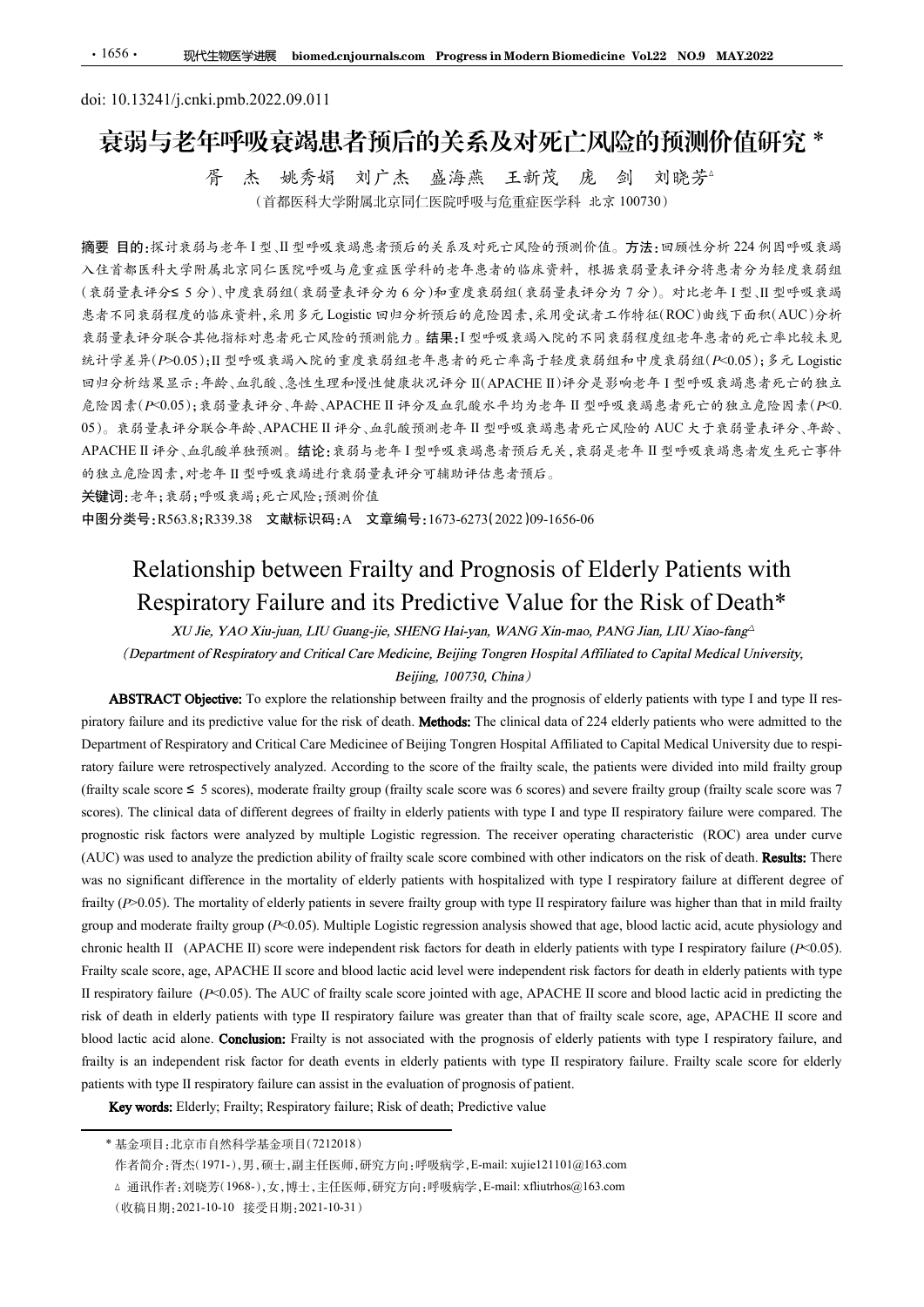doi: 10.13241/j.cnki.pmb.2022.09.011

# 衰弱与老年呼吸衰竭患者预后的关系及对死亡风险的预测价值研究 *

胥 杰 姚秀娟 刘广杰 盛海燕 王新茂 庞 剑 刘晓芳△

（首都医科大学附属北京同仁医院呼吸与危重症医学科 北京 100730）

**摘要 目的：**探讨衰弱与老年Ⅰ型、Ⅱ型呼吸衰竭患者预后的关系及对死亡风险的预测价值。**方法：**回顾性分析 224 例因呼吸衰竭入住首都医科大学附属北京同仁医院呼吸与危重症医学科的老年患者的临床资料，根据衰弱量表评分将患者分为轻度衰弱组(衰弱量表评分≤ 5 分)、中度衰弱组(衰弱量表评分为 6 分)和重度衰弱组(衰弱量表评分为 7 分)。对比老年Ⅰ型、Ⅱ型呼吸衰竭患者不同衰弱程度的临床资料，采用多元 Logistic 回归分析预后的危险因素，采用受试者工作特征(ROC)曲线下面积(AUC)分析衰弱量表评分联合其他指标对患者死亡风险的预测能力。**结果：**Ⅰ型呼吸衰竭入院的不同衰弱程度组老年患者的死亡率比较未见统计学差异($P>0.05$)；Ⅱ型呼吸衰竭入院的重度衰弱组老年患者的死亡率高于轻度衰弱组和中度衰弱组($P<0.05$)；多元 Logistic 回归分析结果显示：年龄、血乳酸、急性生理和慢性健康状况评分 II(APACHE Ⅱ)评分是影响老年Ⅰ型呼吸衰竭患者死亡的独立危险因素($P<0.05$)；衰弱量表评分、年龄、APACHE II 评分及血乳酸水平均为老年Ⅱ型呼吸衰竭患者死亡的独立危险因素($P<0.05$)。衰弱量表评分联合年龄、APACHE II 评分、血乳酸预测老年Ⅱ型呼吸衰竭患者死亡风险的 AUC 大于衰弱量表评分、年龄、APACHE II 评分、血乳酸单独预测。**结论：**衰弱与老年Ⅰ型呼吸衰竭患者预后无关，衰弱是老年Ⅱ型呼吸衰竭患者发生死亡事件的独立危险因素，对老年Ⅱ型呼吸衰竭进行衰弱量表评分可辅助评估患者预后。

**关键词：**老年；衰弱；呼吸衰竭；死亡风险；预测价值

**中图分类号：**R563.8；R339.38 **文献标识码：**A **文章编号：**1673-6273(2022)09-1656-06

# Relationship between Frailty and Prognosis of Elderly Patients with Respiratory Failure and its Predictive Value for the Risk of Death*

*XU Jie, YAO Xiu-juan, LIU Guang-jie, SHENG Hai-yan, WANG Xin-mao, PANG Jian, LIU Xiao-fang*△

*(Department of Respiratory and Critical Care Medicine, Beijing Tongren Hospital Affiliated to Capital Medical University, Beijing, 100730, China)*

**ABSTRACT Objective:** To explore the relationship between frailty and the prognosis of elderly patients with type I and type II respiratory failure and its predictive value for the risk of death. **Methods:** The clinical data of 224 elderly patients who were admitted to the Department of Respiratory and Critical Care Medicinee of Beijing Tongren Hospital Affiliated to Capital Medical University due to respiratory failure were retrospectively analyzed. According to the score of the frailty scale, the patients were divided into mild frailty group (frailty scale score ≤ 5 scores), moderate frailty group (frailty scale score was 6 scores) and severe frailty group (frailty scale score was 7 scores). The clinical data of different degrees of frailty in elderly patients with type I and type II respiratory failure were compared. The prognostic risk factors were analyzed by multiple Logistic regression. The receiver operating characteristic (ROC) area under curve (AUC) was used to analyze the prediction ability of frailty scale score combined with other indicators on the risk of death. **Results:** There was no significant difference in the mortality of elderly patients with hospitalized with type I respiratory failure at different degree of frailty ($P>0.05$). The mortality of elderly patients in severe frailty group with type II respiratory failure was higher than that in mild frailty group and moderate frailty group ($P<0.05$). Multiple Logistic regression analysis showed that age, blood lactic acid, acute physiology and chronic health II (APACHE II) score were independent risk factors for death in elderly patients with type I respiratory failure ($P<0.05$). Frailty scale score, age, APACHE II score and blood lactic acid level were independent risk factors for death in elderly patients with type II respiratory failure ($P<0.05$). The AUC of frailty scale score jointed with age, APACHE II score and blood lactic acid in predicting the risk of death in elderly patients with type II respiratory failure was greater than that of frailty scale score, age, APACHE II score and blood lactic acid alone. **Conclusion:** Frailty is not associated with the prognosis of elderly patients with type I respiratory failure, and frailty is an independent risk factor for death events in elderly patients with type II respiratory failure. Frailty scale score for elderly patients with type II respiratory failure can assist in the evaluation of prognosis of patient.

**Key words:** Elderly; Frailty; Respiratory failure; Risk of death; Predictive value

---

\* 基金项目：北京市自然科学基金项目(7212018)

作者简介：胥杰(1971-)，男，硕士，副主任医师，研究方向：呼吸病学，E-mail: xujie121101@163.com

△ 通讯作者：刘晓芳(1968-)，女，博士，主任医师，研究方向：呼吸病学，E-mail: xfliutrhos@163.com

(收稿日期：2021-10-10 接受日期：2021-10-31)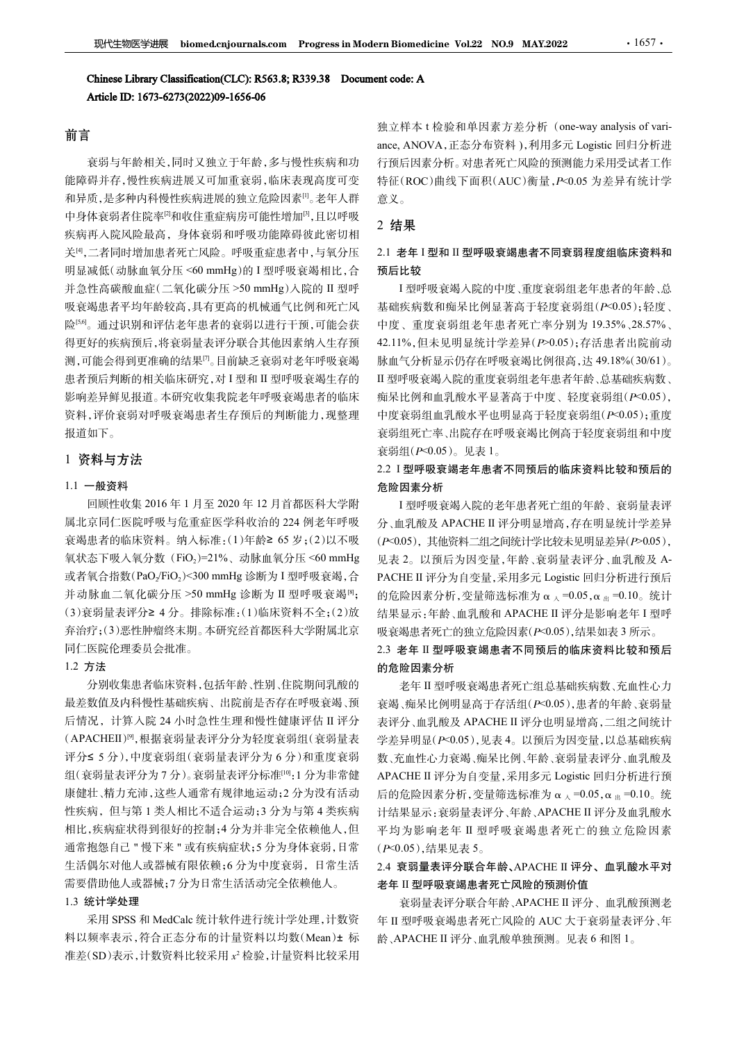Chinese Library Classification(CLC): R563.8; R339.38　Document code: A

Article ID: 1673-6273(2022)09-1656-06

## 前言

衰弱与年龄相关，同时又独立于年龄，多与慢性疾病和功能障碍并存，慢性疾病进展又可加重衰弱，临床表现高度可变和异质，是多种内科慢性疾病进展的独立危险因素[1]。老年人群中身体衰弱者住院率[2]和收住重症病房可能性增加[3]，且以呼吸疾病再入院风险最高，身体衰弱和呼吸功能障碍彼此密切相关[4]，二者同时增加患者死亡风险。呼吸重症患者中，与氧分压明显减低(动脉血氧分压 <60 mmHg)的 I 型呼吸衰竭相比，合并急性高碳酸血症(二氧化碳分压 >50 mmHg)入院的 II 型呼吸衰竭患者平均年龄较高，具有更高的机械通气比例和死亡风险[5,6]。通过识别和评估老年患者的衰弱以进行干预，可能会获得更好的疾病预后，将衰弱量表评分联合其他因素纳入生存预测，可能会得到更准确的结果[7]。目前缺乏衰弱对老年呼吸衰竭患者预后判断的相关临床研究，对 I 型和 II 型呼吸衰竭生存的影响差异鲜见报道。本研究收集我院老年呼吸衰竭患者的临床资料，评价衰弱对呼吸衰竭患者生存预后的判断能力，现整理报道如下。

## 1 资料与方法

### 1.1 一般资料

回顾性收集 2016 年 1 月至 2020 年 12 月首都医科大学附属北京同仁医院呼吸与危重症医学科收治的 224 例老年呼吸衰竭患者的临床资料。纳入标准：(1)年龄≥ 65 岁；(2)以不吸氧状态下吸入氧分数 ($FiO_2$)=21%、动脉血氧分压 <60 mmHg 或者氧合指数($PaO_2/FiO_2$)<300 mmHg 诊断为 I 型呼吸衰竭，合并动脉血二氧化碳分压 >50 mmHg 诊断为 II 型呼吸衰竭[8]；(3)衰弱量表评分≥ 4 分。排除标准：(1)临床资料不全；(2)放弃治疗；(3)恶性肿瘤终末期。本研究经首都医科大学附属北京同仁医院伦理委员会批准。

### 1.2 方法

分别收集患者临床资料，包括年龄、性别、住院期间乳酸的最差数值及内科慢性基础疾病、出院前是否存在呼吸衰竭、预后情况，计算入院 24 小时急性生理和慢性健康评估 II 评分(APACHEII)[9]，根据衰弱量表评分分为轻度衰弱组(衰弱量表评分≤ 5 分)，中度衰弱组(衰弱量表评分为 6 分)和重度衰弱组(衰弱量表评分为 7 分)。衰弱量表评分标准[10]：1 分为非常健康健壮、精力充沛，这些人通常有规律地运动；2 分为没有活动性疾病，但与第 1 类人相比不适合运动；3 分为与第 4 类疾病相比，疾病症状得到很好的控制；4 分为并非完全依赖他人，但通常抱怨自己 " 慢下来 " 或有疾病症状；5 分为身体衰弱，日常生活偶尔对他人或器械有限依赖；6 分为中度衰弱，日常生活需要借助他人或器械；7 分为日常生活活动完全依赖他人。

### 1.3 统计学处理

采用 SPSS 和 MedCalc 统计软件进行统计学处理，计数资料以频率表示，符合正态分布的计量资料以均数(Mean)± 标准差(SD)表示，计数资料比较采用 $x^2$ 检验，计量资料比较采用独立样本 t 检验和单因素方差分析 (one-way analysis of variance, ANOVA，正态分布资料)，利用多元 Logistic 回归分析进行预后因素分析。对患者死亡风险的预测能力采用受试者工作特征(ROC)曲线下面积(AUC)衡量，$P$<0.05 为差异有统计学意义。

## 2 结果

### 2.1 老年 I 型和 II 型呼吸衰竭患者不同衰弱程度组临床资料和预后比较

I 型呼吸衰竭入院的中度、重度衰弱组老年患者的年龄、总基础疾病数和痴呆比例显著高于轻度衰弱组($P$<0.05)；轻度、中度、重度衰弱组老年患者死亡率分别为 19.35%、28.57%、42.11%，但未见明显统计学差异($P$>0.05)；存活患者出院前动脉血气分析显示仍存在呼吸衰竭比例很高，达 49.18%(30/61)。II 型呼吸衰竭入院的重度衰弱组老年患者年龄、总基础疾病数、痴呆比例和血乳酸水平显著高于中度、轻度衰弱组($P$<0.05)，中度衰弱组血乳酸水平也明显高于轻度衰弱组($P$<0.05)；重度衰弱组死亡率、出院存在呼吸衰竭比例高于轻度衰弱组和中度衰弱组($P$<0.05)。见表 1。

### 2.2 I 型呼吸衰竭老年患者不同预后的临床资料比较和预后的危险因素分析

I 型呼吸衰竭入院的老年患者死亡组的年龄、衰弱量表评分、血乳酸及 APACHE II 评分明显增高，存在明显统计学差异($P$<0.05)，其他资料二组之间统计学比较未见明显差异($P$>0.05)，见表 2。以预后为因变量，年龄、衰弱量表评分、血乳酸及 APACHE II 评分为自变量，采用多元 Logistic 回归分析进行预后的危险因素分析，变量筛选标准为 $\alpha_{入}$=0.05，$\alpha_{出}$=0.10。统计结果显示：年龄、血乳酸和 APACHE II 评分是影响老年 I 型呼吸衰竭患者死亡的独立危险因素($P$<0.05)，结果如表 3 所示。

### 2.3 老年 II 型呼吸衰竭患者不同预后的临床资料比较和预后的危险因素分析

老年 II 型呼吸衰竭患者死亡组总基础疾病数、充血性心力衰竭、痴呆比例明显高于存活组($P$<0.05)，患者的年龄、衰弱量表评分、血乳酸及 APACHE II 评分也明显增高，二组之间统计学差异明显($P$<0.05)，见表 4。以预后为因变量，以总基础疾病数、充血性心力衰竭、痴呆比例、年龄、衰弱量表评分、血乳酸及 APACHE II 评分为自变量，采用多元 Logistic 回归分析进行预后的危险因素分析，变量筛选标准为 $\alpha_{入}$=0.05，$\alpha_{出}$=0.10。统计结果显示：衰弱量表评分、年龄、APACHE II 评分及血乳酸水平均为影响老年 II 型呼吸衰竭患者死亡的独立危险因素($P$<0.05)，结果见表 5。

### 2.4 衰弱量表评分联合年龄、APACHE II 评分、血乳酸水平对老年 II 型呼吸衰竭患者死亡风险的预测价值

衰弱量表评分联合年龄、APACHE II 评分、血乳酸预测老年 II 型呼吸衰竭患者死亡风险的 AUC 大于衰弱量表评分、年龄、APACHE II 评分、血乳酸单独预测。见表 6 和图 1。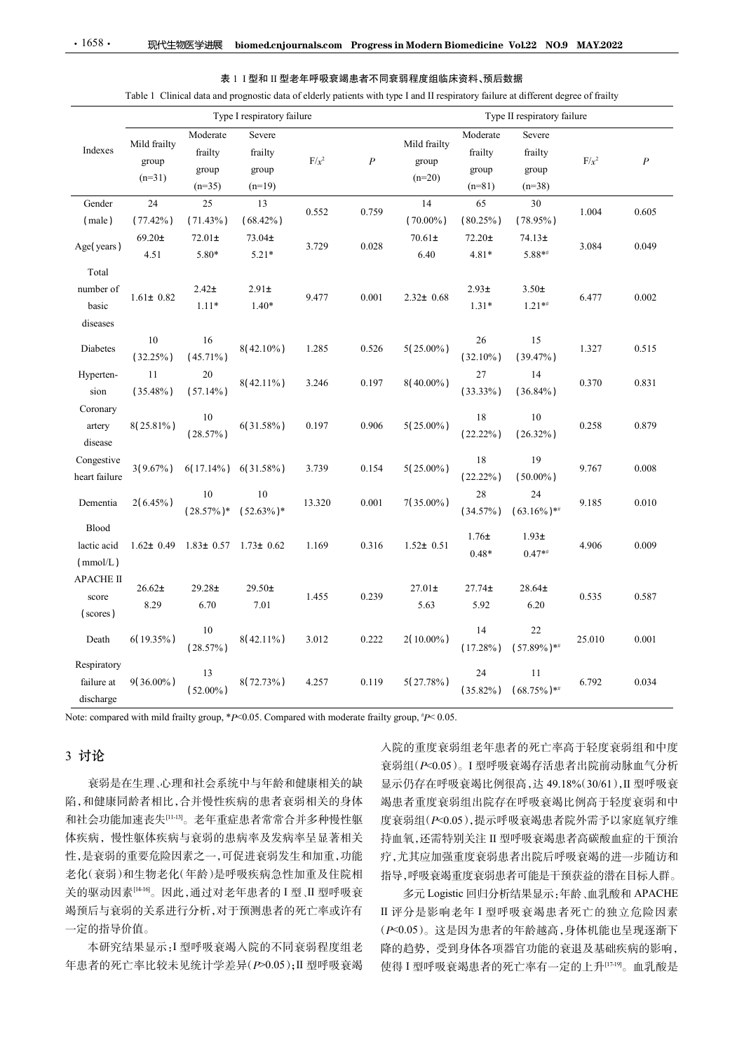表 1 I 型和 II 型老年呼吸衰竭患者不同衰弱程度组临床资料、预后数据

Table 1 Clinical data and prognostic data of elderly patients with type I and II respiratory failure at different degree of frailty

| Indexes | Type I respiratory failure | | | | | Type II respiratory failure | | | | |
|---|---|---|---|---|---|---|---|---|---|---|
| | Mild frailty group (n=31) | Moderate frailty group (n=35) | Severe frailty group (n=19) | $F/\chi^2$ | $P$ | Mild frailty group (n=20) | Moderate frailty group (n=81) | Severe frailty group (n=38) | $F/\chi^2$ | $P$ |
| Gender (male) | 24 (77.42%) | 25 (71.43%) | 13 (68.42%) | 0.552 | 0.759 | 14 (70.00%) | 65 (80.25%) | 30 (78.95%) | 1.004 | 0.605 |
| Age(years) | 69.20± 4.51 | 72.01± 5.80* | 73.04± 5.21* | 3.729 | 0.028 | 70.61± 6.40 | 72.20± 4.81* | 74.13± 5.88*# | 3.084 | 0.049 |
| Total number of basic diseases | 1.61± 0.82 | 2.42± 1.11* | 2.91± 1.40* | 9.477 | 0.001 | 2.32± 0.68 | 2.93± 1.31* | 3.50± 1.21*# | 6.477 | 0.002 |
| Diabetes | 10 (32.25%) | 16 (45.71%) | 8(42.10%) | 1.285 | 0.526 | 5(25.00%) | 26 (32.10%) | 15 (39.47%) | 1.327 | 0.515 |
| Hypertension | 11 (35.48%) | 20 (57.14%) | 8(42.11%) | 3.246 | 0.197 | 8(40.00%) | 27 (33.33%) | 14 (36.84%) | 0.370 | 0.831 |
| Coronary artery disease | 8(25.81%) | 10 (28.57%) | 6(31.58%) | 0.197 | 0.906 | 5(25.00%) | 18 (22.22%) | 10 (26.32%) | 0.258 | 0.879 |
| Congestive heart failure | 3(9.67%) | 6(17.14%) | 6(31.58%) | 3.739 | 0.154 | 5(25.00%) | 18 (22.22%) | 19 (50.00%) | 9.767 | 0.008 |
| Dementia | 2(6.45%) | 10 (28.57%)* | 10 (52.63%)* | 13.320 | 0.001 | 7(35.00%) | 28 (34.57%) | 24 (63.16%)*# | 9.185 | 0.010 |
| Blood lactic acid (mmol/L) | 1.62± 0.49 | 1.83± 0.57 | 1.73± 0.62 | 1.169 | 0.316 | 1.52± 0.51 | 1.76± 0.48* | 1.93± 0.47*# | 4.906 | 0.009 |
| APACHE II score (scores) | 26.62± 8.29 | 29.28± 6.70 | 29.50± 7.01 | 1.455 | 0.239 | 27.01± 5.63 | 27.74± 5.92 | 28.64± 6.20 | 0.535 | 0.587 |
| Death | 6(19.35%) | 10 (28.57%) | 8(42.11%) | 3.012 | 0.222 | 2(10.00%) | 14 (17.28%) | 22 (57.89%)*# | 25.010 | 0.001 |
| Respiratory failure at discharge | 9(36.00%) | 13 (52.00%) | 8(72.73%) | 4.257 | 0.119 | 5(27.78%) | 24 (35.82%) | 11 (68.75%)*# | 6.792 | 0.034 |

Note: compared with mild frailty group, *$P$<0.05. Compared with moderate frailty group, #$P$< 0.05.

## 3 讨论

衰弱是在生理、心理和社会系统中与年龄和健康相关的缺陷，和健康同龄者相比，合并慢性疾病的患者衰弱相关的身体和社会功能加速丧失[11-13]。老年重症患者常常合并多种慢性躯体疾病，慢性躯体疾病与衰弱的患病率及发病率呈显著相关性，是衰弱的重要危险因素之一，可促进衰弱发生和加重，功能老化(衰弱)和生物老化(年龄)是呼吸疾病急性加重及住院相关的驱动因素[14-16]。因此，通过对老年患者的 I 型、II 型呼吸衰竭预后与衰弱的关系进行分析，对于预测患者的死亡率或许有一定的指导价值。

本研究结果显示：I 型呼吸衰竭入院的不同衰弱程度组老年患者的死亡率比较未见统计学差异($P$>0.05)；II 型呼吸衰竭入院的重度衰弱组老年患者的死亡率高于轻度衰弱组和中度衰弱组($P$<0.05)。I 型呼吸衰竭存活患者出院前动脉血气分析显示仍存在呼吸衰竭比例很高，达 49.18%(30/61)，II 型呼吸衰竭患者重度衰弱组出院存在呼吸衰竭比例高于轻度衰弱和中度衰弱组($P$<0.05)，提示呼吸衰竭患者院外需予以家庭氧疗维持血氧，还需特别关注 II 型呼吸衰竭患者高碳酸血症的干预治疗，尤其应加强重度衰弱患者出院后呼吸衰竭的进一步随访和指导，呼吸衰竭重度衰弱患者可能是干预获益的潜在目标人群。

多元 Logistic 回归分析结果显示：年龄、血乳酸和 APACHE II 评分是影响老年 I 型呼吸衰竭患者死亡的独立危险因素($P$<0.05)。这是因为患者的年龄越高，身体机能也呈现逐渐下降的趋势，受到身体各项器官功能的衰退及基础疾病的影响，使得 I 型呼吸衰竭患者的死亡率有一定的上升[17-19]。血乳酸是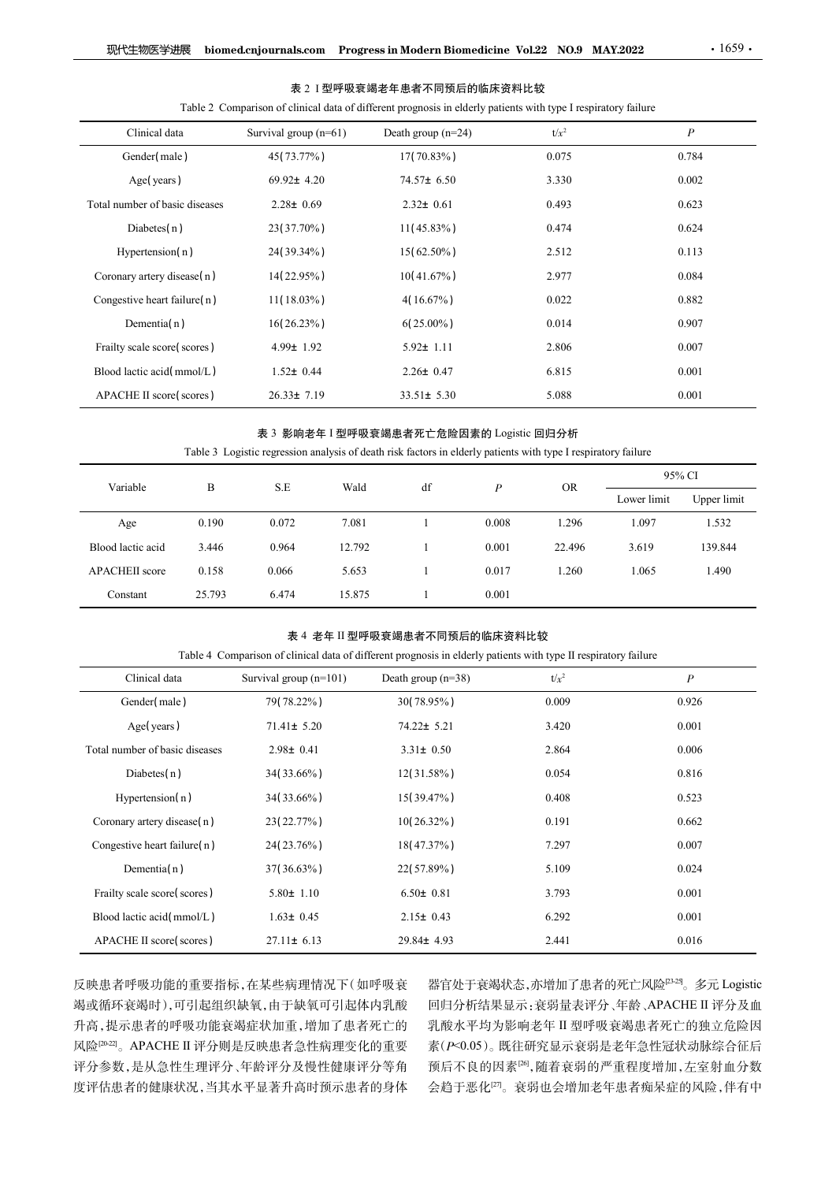表 2 I 型呼吸衰竭老年患者不同预后的临床资料比较

Table 2 Comparison of clinical data of different prognosis in elderly patients with type I respiratory failure

| Clinical data | Survival group (n=61) | Death group (n=24) | $t/x^2$ | $P$ |
|---|---|---|---|---|
| Gender(male) | 45(73.77%) | 17(70.83%) | 0.075 | 0.784 |
| Age(years) | 69.92± 4.20 | 74.57± 6.50 | 3.330 | 0.002 |
| Total number of basic diseases | 2.28± 0.69 | 2.32± 0.61 | 0.493 | 0.623 |
| Diabetes(n) | 23(37.70%) | 11(45.83%) | 0.474 | 0.624 |
| Hypertension(n) | 24(39.34%) | 15(62.50%) | 2.512 | 0.113 |
| Coronary artery disease(n) | 14(22.95%) | 10(41.67%) | 2.977 | 0.084 |
| Congestive heart failure(n) | 11(18.03%) | 4(16.67%) | 0.022 | 0.882 |
| Dementia(n) | 16(26.23%) | 6(25.00%) | 0.014 | 0.907 |
| Frailty scale score(scores) | 4.99± 1.92 | 5.92± 1.11 | 2.806 | 0.007 |
| Blood lactic acid(mmol/L) | 1.52± 0.44 | 2.26± 0.47 | 6.815 | 0.001 |
| APACHE II score(scores) | 26.33± 7.19 | 33.51± 5.30 | 5.088 | 0.001 |

表 3 影响老年 I 型呼吸衰竭患者死亡危险因素的 Logistic 回归分析

Table 3 Logistic regression analysis of death risk factors in elderly patients with type I respiratory failure

| Variable | B | S.E | Wald | df | $P$ | OR | 95% CI | |
|---|---|---|---|---|---|---|---|---|
| | | | | | | | Lower limit | Upper limit |
| Age | 0.190 | 0.072 | 7.081 | 1 | 0.008 | 1.296 | 1.097 | 1.532 |
| Blood lactic acid | 3.446 | 0.964 | 12.792 | 1 | 0.001 | 22.496 | 3.619 | 139.844 |
| APACHEII score | 0.158 | 0.066 | 5.653 | 1 | 0.017 | 1.260 | 1.065 | 1.490 |
| Constant | 25.793 | 6.474 | 15.875 | 1 | 0.001 | | | |

表 4 老年 II 型呼吸衰竭患者不同预后的临床资料比较

Table 4 Comparison of clinical data of different prognosis in elderly patients with type II respiratory failure

| Clinical data | Survival group (n=101) | Death group (n=38) | $t/x^2$ | $P$ |
|---|---|---|---|---|
| Gender(male) | 79(78.22%) | 30(78.95%) | 0.009 | 0.926 |
| Age(years) | 71.41± 5.20 | 74.22± 5.21 | 3.420 | 0.001 |
| Total number of basic diseases | 2.98± 0.41 | 3.31± 0.50 | 2.864 | 0.006 |
| Diabetes(n) | 34(33.66%) | 12(31.58%) | 0.054 | 0.816 |
| Hypertension(n) | 34(33.66%) | 15(39.47%) | 0.408 | 0.523 |
| Coronary artery disease(n) | 23(22.77%) | 10(26.32%) | 0.191 | 0.662 |
| Congestive heart failure(n) | 24(23.76%) | 18(47.37%) | 7.297 | 0.007 |
| Dementia(n) | 37(36.63%) | 22(57.89%) | 5.109 | 0.024 |
| Frailty scale score(scores) | 5.80± 1.10 | 6.50± 0.81 | 3.793 | 0.001 |
| Blood lactic acid(mmol/L) | 1.63± 0.45 | 2.15± 0.43 | 6.292 | 0.001 |
| APACHE II score(scores) | 27.11± 6.13 | 29.84± 4.93 | 2.441 | 0.016 |

反映患者呼吸功能的重要指标，在某些病理情况下(如呼吸衰竭或循环衰竭时)，可引起组织缺氧，由于缺氧可引起体内乳酸升高，提示患者的呼吸功能衰竭症状加重，增加了患者死亡的风险[20-22]。APACHE II 评分则是反映患者急性病理变化的重要评分参数，是从急性生理评分、年龄评分及慢性健康评分等角度评估患者的健康状况，当其水平显著升高时预示患者的身体器官处于衰竭状态，亦增加了患者的死亡风险[23-25]。多元 Logistic 回归分析结果显示：衰弱量表评分、年龄、APACHE II 评分及血乳酸水平均为影响老年 II 型呼吸衰竭患者死亡的独立危险因素($P$<0.05)。既往研究显示衰弱是老年急性冠状动脉综合征后预后不良的因素[26]，随着衰弱的严重程度增加，左室射血分数会趋于恶化[27]。衰弱也会增加老年患者痴呆症的风险，伴有中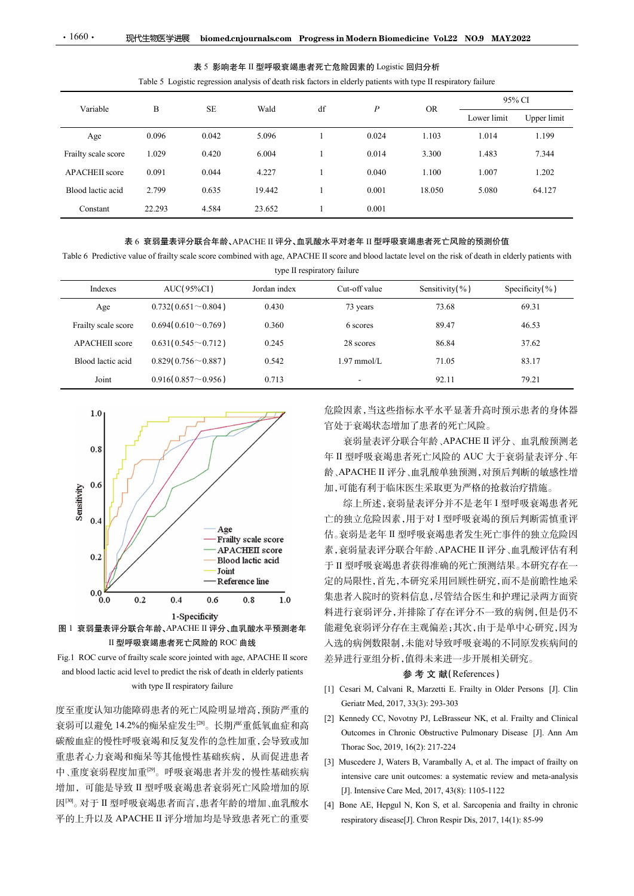表 5 影响老年 II 型呼吸衰竭患者死亡危险因素的 Logistic 回归分析

Table 5 Logistic regression analysis of death risk factors in elderly patients with type II respiratory failure

| Variable | B | SE | Wald | df | *P* | OR | 95% CI | |
|---|---|---|---|---|---|---|---|---|
| | | | | | | | Lower limit | Upper limit |
| Age | 0.096 | 0.042 | 5.096 | 1 | 0.024 | 1.103 | 1.014 | 1.199 |
| Frailty scale score | 1.029 | 0.420 | 6.004 | 1 | 0.014 | 3.300 | 1.483 | 7.344 |
| APACHEII score | 0.091 | 0.044 | 4.227 | 1 | 0.040 | 1.100 | 1.007 | 1.202 |
| Blood lactic acid | 2.799 | 0.635 | 19.442 | 1 | 0.001 | 18.050 | 5.080 | 64.127 |
| Constant | 22.293 | 4.584 | 23.652 | 1 | 0.001 | | | |

表 6 衰弱量表评分联合年龄、APACHE II 评分、血乳酸水平对老年 II 型呼吸衰竭患者死亡风险的预测价值

Table 6 Predictive value of frailty scale score combined with age, APACHE II score and blood lactate level on the risk of death in elderly patients with type II respiratory failure

| Indexes | AUC(95%CI) | Jordan index | Cut-off value | Sensitivity(%) | Specificity(%) |
|---|---|---|---|---|---|
| Age | 0.732(0.651～0.804) | 0.430 | 73 years | 73.68 | 69.31 |
| Frailty scale score | 0.694(0.610～0.769) | 0.360 | 6 scores | 89.47 | 46.53 |
| APACHEII score | 0.631(0.545～0.712) | 0.245 | 28 scores | 86.84 | 37.62 |
| Blood lactic acid | 0.829(0.756～0.887) | 0.542 | 1.97 mmol/L | 71.05 | 83.17 |
| Joint | 0.916(0.857～0.956) | 0.713 | - | 92.11 | 79.21 |

图 1 衰弱量表评分联合年龄、APACHE II 评分、血乳酸水平预测老年 II 型呼吸衰竭患者死亡风险的 ROC 曲线

Fig.1 ROC curve of frailty scale score jointed with age, APACHE II score and blood lactic acid level to predict the risk of death in elderly patients with type II respiratory failure

度至重度认知功能障碍患者的死亡风险明显增高，预防严重的衰弱可以避免 14.2%的痴呆症发生[28]。长期严重低氧血症和高碳酸血症的慢性呼吸衰竭和反复发作的急性加重，会导致或加重患者心力衰竭和痴呆等其他慢性基础疾病，从而促进患者中、重度衰弱程度加重[29]。呼吸衰竭患者并发的慢性基础疾病增加，可能是导致 II 型呼吸衰竭患者衰弱死亡风险增加的原因[30]。对于 II 型呼吸衰竭患者而言，患者年龄的增加、血乳酸水平的上升以及 APACHE II 评分增加均是导致患者死亡的重要危险因素，当这些指标水平水平显著升高时预示患者的身体器官处于衰竭状态增加了患者的死亡风险。

衰弱量表评分联合年龄、APACHE II 评分、血乳酸预测老年 II 型呼吸衰竭患者死亡风险的 AUC 大于衰弱量表评分、年龄、APACHE II 评分、血乳酸单独预测，对预后判断的敏感性增加，可能有利于临床医生采取更为严格的抢救治疗措施。

综上所述，衰弱量表评分并不是老年 I 型呼吸衰竭患者死亡的独立危险因素，用于对 I 型呼吸衰竭的预后判断需慎重评估。衰弱是老年 II 型呼吸衰竭患者发生死亡事件的独立危险因素，衰弱量表评分联合年龄、APACHE II 评分、血乳酸评估有利于 II 型呼吸衰竭患者获得准确的死亡预测结果。本研究存在一定的局限性，首先，本研究采用回顾性研究，而不是前瞻性地采集患者入院时的资料信息，尽管结合医生和护理记录两方面资料进行衰弱评分，并排除了存在评分不一致的病例，但是仍不能避免衰弱评分存在主观偏差；其次，由于是单中心研究，因为入选的病例数限制，未能对导致呼吸衰竭的不同原发疾病间的差异进行亚组分析，值得未来进一步开展相关研究。

## 参 考 文 献(References)

[1] Cesari M, Calvani R, Marzetti E. Frailty in Older Persons [J]. Clin Geriatr Med, 2017, 33(3): 293-303

[2] Kennedy CC, Novotny PJ, LeBrasseur NK, et al. Frailty and Clinical Outcomes in Chronic Obstructive Pulmonary Disease [J]. Ann Am Thorac Soc, 2019, 16(2): 217-224

[3] Muscedere J, Waters B, Varambally A, et al. The impact of frailty on intensive care unit outcomes: a systematic review and meta-analysis [J]. Intensive Care Med, 2017, 43(8): 1105-1122

[4] Bone AE, Hepgul N, Kon S, et al. Sarcopenia and frailty in chronic respiratory disease[J]. Chron Respir Dis, 2017, 14(1): 85-99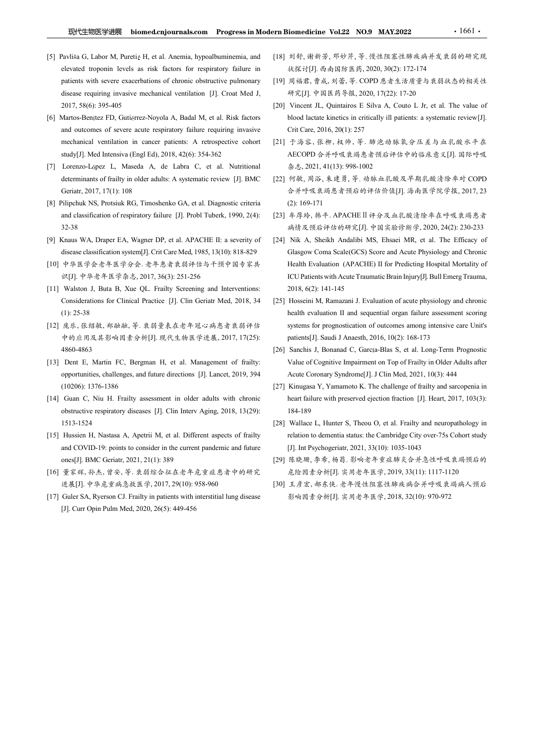[5] Pavliša G, Labor M, Puretić H, et al. Anemia, hypoalbuminemia, and elevated troponin levels as risk factors for respiratory failure in patients with severe exacerbations of chronic obstructive pulmonary disease requiring invasive mechanical ventilation [J]. Croat Med J, 2017, 58(6): 395-405

[6] Martos-Benítez FD, Gutiérrez-Noyola A, Badal M, et al. Risk factors and outcomes of severe acute respiratory failure requiring invasive mechanical ventilation in cancer patients: A retrospective cohort study[J]. Med Intensiva (Engl Ed), 2018, 42(6): 354-362

[7] Lorenzo-López L, Maseda A, de Labra C, et al. Nutritional determinants of frailty in older adults: A systematic review [J]. BMC Geriatr, 2017, 17(1): 108

[8] Pilipchuk NS, Protsiuk RG, Timoshenko GA, et al. Diagnostic criteria and classification of respiratory failure [J]. Probl Tuberk, 1990, 2(4): 32-38

[9] Knaus WA, Draper EA, Wagner DP, et al. APACHE II: a severity of disease classification system[J]. Crit Care Med, 1985, 13(10): 818-829

[10] 中华医学会老年医学分会. 老年患者衰弱评估与干预中国专家共识[J]. 中华老年医学杂志, 2017, 36(3): 251-256

[11] Walston J, Buta B, Xue QL. Frailty Screening and Interventions: Considerations for Clinical Practice [J]. Clin Geriatr Med, 2018, 34 (1): 25-38

[12] 庞乐, 张绍敏, 郑融融, 等. 衰弱量表在老年冠心病患者衰弱评估中的应用及其影响因素分析[J]. 现代生物医学进展, 2017, 17(25): 4860-4863

[13] Dent E, Martin FC, Bergman H, et al. Management of frailty: opportunities, challenges, and future directions [J]. Lancet, 2019, 394 (10206): 1376-1386

[14] Guan C, Niu H. Frailty assessment in older adults with chronic obstructive respiratory diseases [J]. Clin Interv Aging, 2018, 13(29): 1513-1524

[15] Hussien H, Nastasa A, Apetrii M, et al. Different aspects of frailty and COVID-19: points to consider in the current pandemic and future ones[J]. BMC Geriatr, 2021, 21(1): 389

[16] 董家辉, 孙杰, 曾安, 等. 衰弱综合征在老年危重症患者中的研究进展[J]. 中华危重病急救医学, 2017, 29(10): 958-960

[17] Guler SA, Ryerson CJ. Frailty in patients with interstitial lung disease [J]. Curr Opin Pulm Med, 2020, 26(5): 449-456

[18] 刘舒, 谢新芳, 邓妙芹, 等. 慢性阻塞性肺疾病并发衰弱的研究现状探讨[J]. 西南国防医药, 2020, 30(2): 172-174

[19] 周福君, 曹成, 刘蕾, 等. COPD 患者生活质量与衰弱状态的相关性研究[J]. 中国医药导报, 2020, 17(22): 17-20

[20] Vincent JL, Quintairos E Silva A, Couto L Jr, et al. The value of blood lactate kinetics in critically ill patients: a systematic review[J]. Crit Care, 2016, 20(1): 257

[21] 于海容, 张柳, 权帅, 等. 肺泡动脉氧分压差与血乳酸水平在 AECOPD 合并呼吸衰竭患者预后评估中的临床意义[J]. 国际呼吸杂志, 2021, 41(13): 998-1002

[22] 何敏, 周浴, 朱建勇, 等. 动脉血乳酸及早期乳酸清除率对 COPD 合并呼吸衰竭患者预后的评估价值[J]. 海南医学院学报, 2017, 23 (2): 169-171

[23] 牟厚玲, 韩平. APACHE Ⅱ评分及血乳酸清除率在呼吸衰竭患者病情及预后评估的研究[J]. 中国实验诊断学, 2020, 24(2): 230-233

[24] Nik A, Sheikh Andalibi MS, Ehsaei MR, et al. The Efficacy of Glasgow Coma Scale(GCS) Score and Acute Physiology and Chronic Health Evaluation (APACHE) II for Predicting Hospital Mortality of ICU Patients with Acute Traumatic Brain Injury[J]. Bull Emerg Trauma, 2018, 6(2): 141-145

[25] Hosseini M, Ramazani J. Evaluation of acute physiology and chronic health evaluation II and sequential organ failure assessment scoring systems for prognostication of outcomes among intensive care Unit's patients[J]. Saudi J Anaesth, 2016, 10(2): 168-173

[26] Sanchis J, Bonanad C, García-Blas S, et al. Long-Term Prognostic Value of Cognitive Impairment on Top of Frailty in Older Adults after Acute Coronary Syndrome[J]. J Clin Med, 2021, 10(3): 444

[27] Kinugasa Y, Yamamoto K. The challenge of frailty and sarcopenia in heart failure with preserved ejection fraction [J]. Heart, 2017, 103(3): 184-189

[28] Wallace L, Hunter S, Theou O, et al. Frailty and neuropathology in relation to dementia status: the Cambridge City over-75s Cohort study [J]. Int Psychogeriatr, 2021, 33(10): 1035-1043

[29] 陈晓珊, 李希, 杨荀. 影响老年重症肺炎合并急性呼吸衰竭预后的危险因素分析[J]. 实用老年医学, 2019, 33(11): 1117-1120

[30] 王彦宏, 郝东侠. 老年慢性阻塞性肺疾病合并呼吸衰竭病人预后影响因素分析[J]. 实用老年医学, 2018, 32(10): 970-972